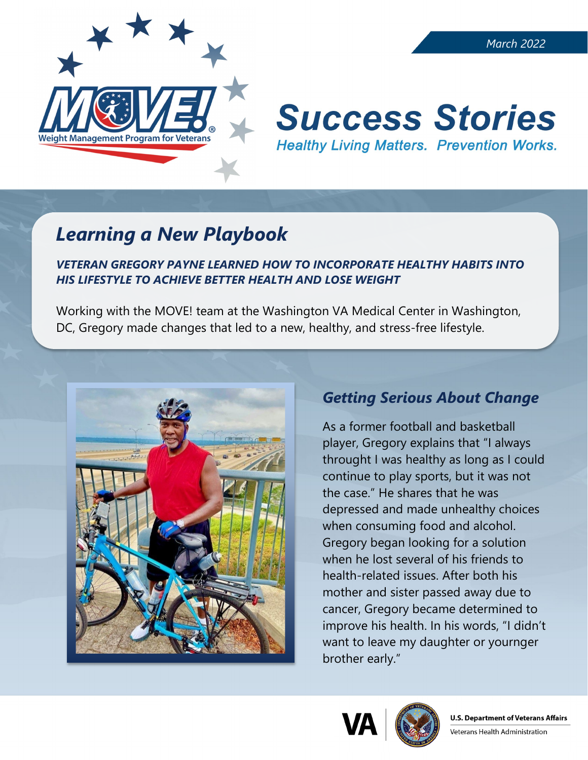March 2022

MOVE! Weight Management Program for Veterans

# Success Stories

*Healthy Living Matters. Prevention Works.*

## Learning a New Playbook

***VETERAN GREGORY PAYNE LEARNED HOW TO INCORPORATE HEALTHY HABITS INTO HIS LIFESTYLE TO ACHIEVE BETTER HEALTH AND LOSE WEIGHT***

Working with the MOVE! team at the Washington VA Medical Center in Washington, DC, Gregory made changes that led to a new, healthy, and stress-free lifestyle.

### Getting Serious About Change

As a former football and basketball player, Gregory explains that "I always throught I was healthy as long as I could continue to play sports, but it was not the case." He shares that he was depressed and made unhealthy choices when consuming food and alcohol. Gregory began looking for a solution when he lost several of his friends to health-related issues. After both his mother and sister passed away due to cancer, Gregory became determined to improve his health. In his words, "I didn't want to leave my daughter or yournger brother early."

U.S. Department of Veterans Affairs
Veterans Health Administration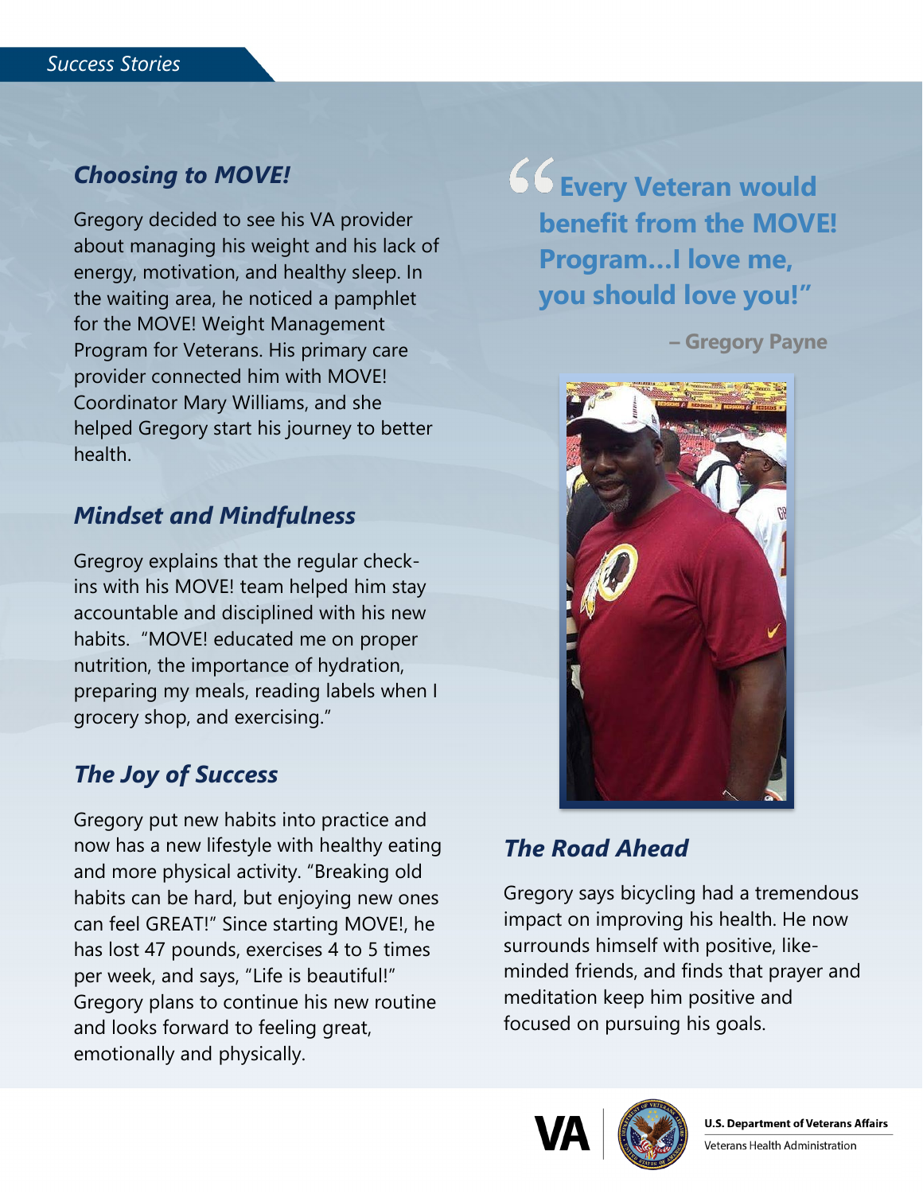## Choosing to MOVE!

Gregory decided to see his VA provider about managing his weight and his lack of energy, motivation, and healthy sleep. In the waiting area, he noticed a pamphlet for the MOVE! Weight Management Program for Veterans. His primary care provider connected him with MOVE! Coordinator Mary Williams, and she helped Gregory start his journey to better health.

## Mindset and Mindfulness

Gregroy explains that the regular check-ins with his MOVE! team helped him stay accountable and disciplined with his new habits. "MOVE! educated me on proper nutrition, the importance of hydration, preparing my meals, reading labels when I grocery shop, and exercising."

## The Joy of Success

Gregory put new habits into practice and now has a new lifestyle with healthy eating and more physical activity. "Breaking old habits can be hard, but enjoying new ones can feel GREAT!" Since starting MOVE!, he has lost 47 pounds, exercises 4 to 5 times per week, and says, "Life is beautiful!" Gregory plans to continue his new routine and looks forward to feeling great, emotionally and physically.

> **"Every Veteran would benefit from the MOVE! Program...I love me, you should love you!"**
>
> – Gregory Payne

## The Road Ahead

Gregory says bicycling had a tremendous impact on improving his health. He now surrounds himself with positive, like-minded friends, and finds that prayer and meditation keep him positive and focused on pursuing his goals.

VA | U.S. Department of Veterans Affairs
Veterans Health Administration